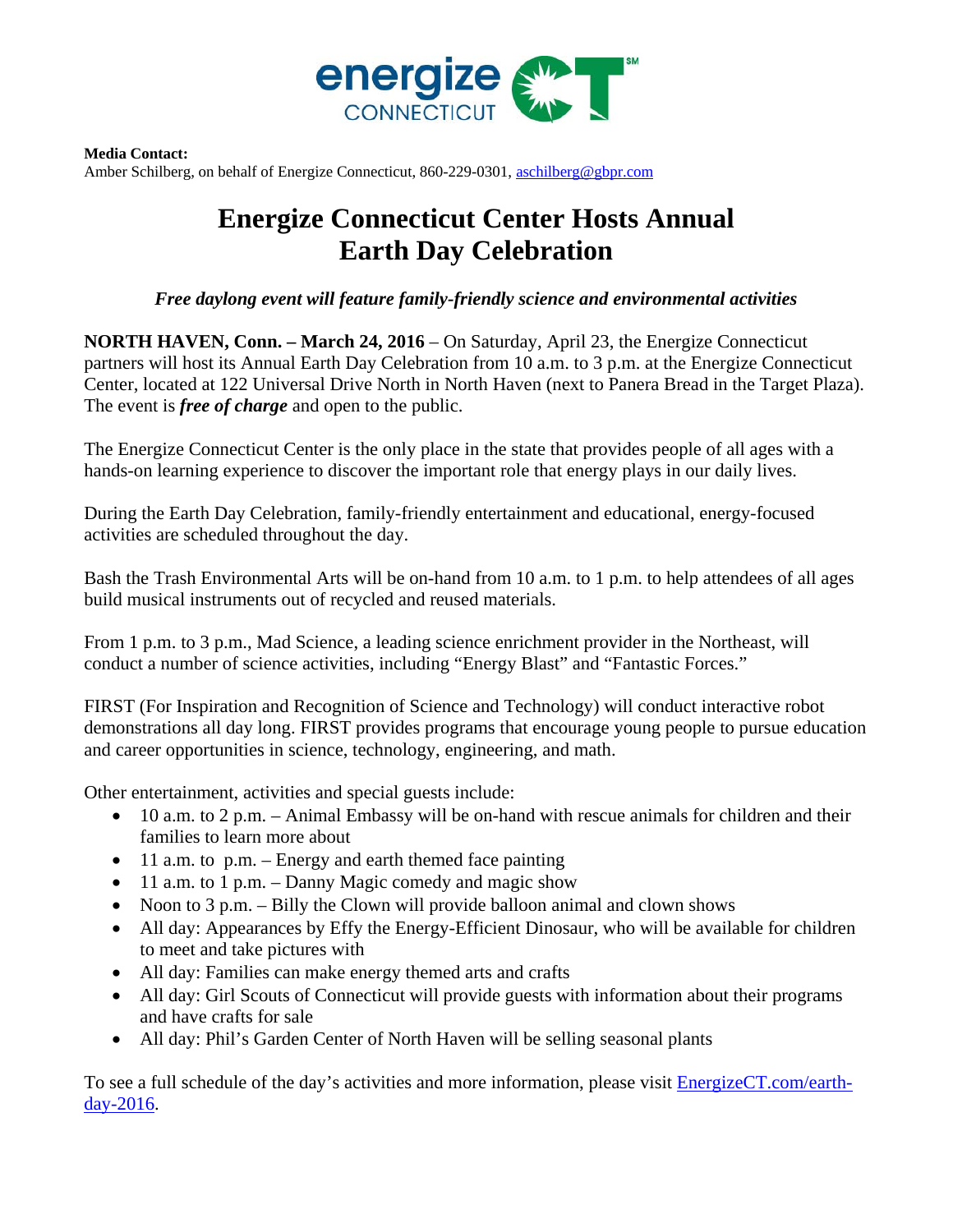**Media Contact:**
Amber Schilberg, on behalf of Energize Connecticut, 860-229-0301, aschilberg@gbpr.com

# Energize Connecticut Center Hosts Annual Earth Day Celebration

***Free daylong event will feature family-friendly science and environmental activities***

**NORTH HAVEN, Conn. – March 24, 2016** – On Saturday, April 23, the Energize Connecticut partners will host its Annual Earth Day Celebration from 10 a.m. to 3 p.m. at the Energize Connecticut Center, located at 122 Universal Drive North in North Haven (next to Panera Bread in the Target Plaza). The event is ***free of charge*** and open to the public.

The Energize Connecticut Center is the only place in the state that provides people of all ages with a hands-on learning experience to discover the important role that energy plays in our daily lives.

During the Earth Day Celebration, family-friendly entertainment and educational, energy-focused activities are scheduled throughout the day.

Bash the Trash Environmental Arts will be on-hand from 10 a.m. to 1 p.m. to help attendees of all ages build musical instruments out of recycled and reused materials.

From 1 p.m. to 3 p.m., Mad Science, a leading science enrichment provider in the Northeast, will conduct a number of science activities, including "Energy Blast" and "Fantastic Forces."

FIRST (For Inspiration and Recognition of Science and Technology) will conduct interactive robot demonstrations all day long. FIRST provides programs that encourage young people to pursue education and career opportunities in science, technology, engineering, and math.

Other entertainment, activities and special guests include:

- 10 a.m. to 2 p.m. – Animal Embassy will be on-hand with rescue animals for children and their families to learn more about
- 11 a.m. to p.m. – Energy and earth themed face painting
- 11 a.m. to 1 p.m. – Danny Magic comedy and magic show
- Noon to 3 p.m. – Billy the Clown will provide balloon animal and clown shows
- All day: Appearances by Effy the Energy-Efficient Dinosaur, who will be available for children to meet and take pictures with
- All day: Families can make energy themed arts and crafts
- All day: Girl Scouts of Connecticut will provide guests with information about their programs and have crafts for sale
- All day: Phil's Garden Center of North Haven will be selling seasonal plants

To see a full schedule of the day's activities and more information, please visit EnergizeCT.com/earth-day-2016.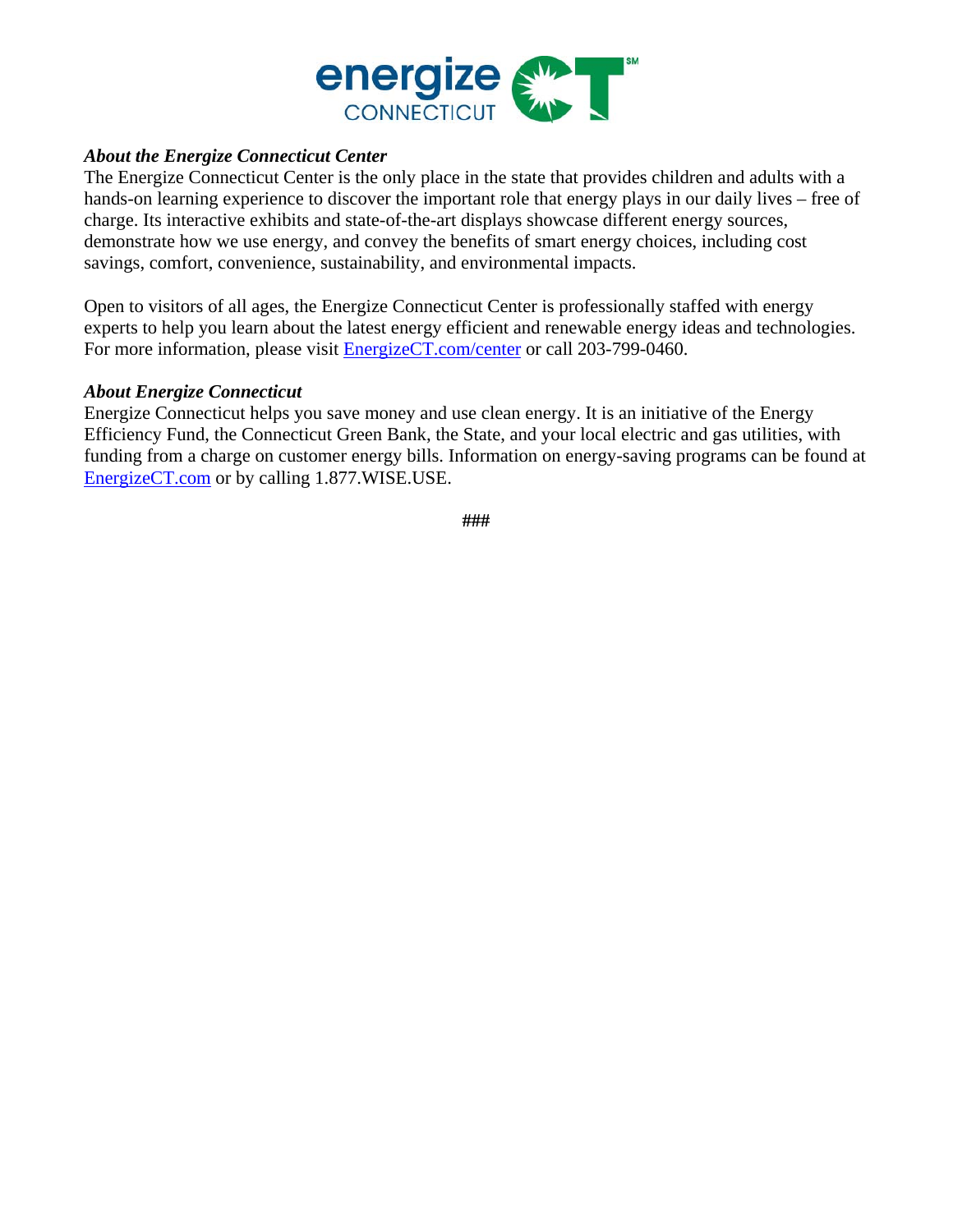***About the Energize Connecticut Center***

The Energize Connecticut Center is the only place in the state that provides children and adults with a hands-on learning experience to discover the important role that energy plays in our daily lives – free of charge. Its interactive exhibits and state-of-the-art displays showcase different energy sources, demonstrate how we use energy, and convey the benefits of smart energy choices, including cost savings, comfort, convenience, sustainability, and environmental impacts.

Open to visitors of all ages, the Energize Connecticut Center is professionally staffed with energy experts to help you learn about the latest energy efficient and renewable energy ideas and technologies. For more information, please visit EnergizeCT.com/center or call 203-799-0460.

***About Energize Connecticut***

Energize Connecticut helps you save money and use clean energy. It is an initiative of the Energy Efficiency Fund, the Connecticut Green Bank, the State, and your local electric and gas utilities, with funding from a charge on customer energy bills. Information on energy-saving programs can be found at EnergizeCT.com or by calling 1.877.WISE.USE.

**###**